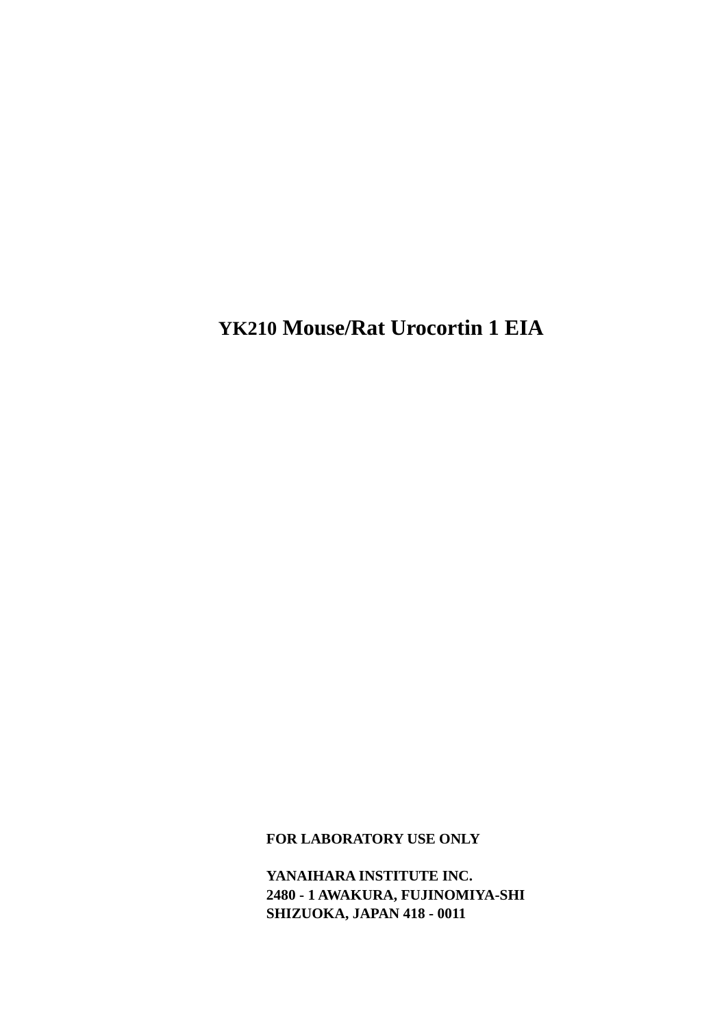# YK210 Mouse/Rat Urocortin 1 EIA

**FOR LABORATORY USE ONLY**

**YANAIHARA INSTITUTE INC.**
**2480 - 1 AWAKURA, FUJINOMIYA-SHI**
**SHIZUOKA, JAPAN 418 - 0011**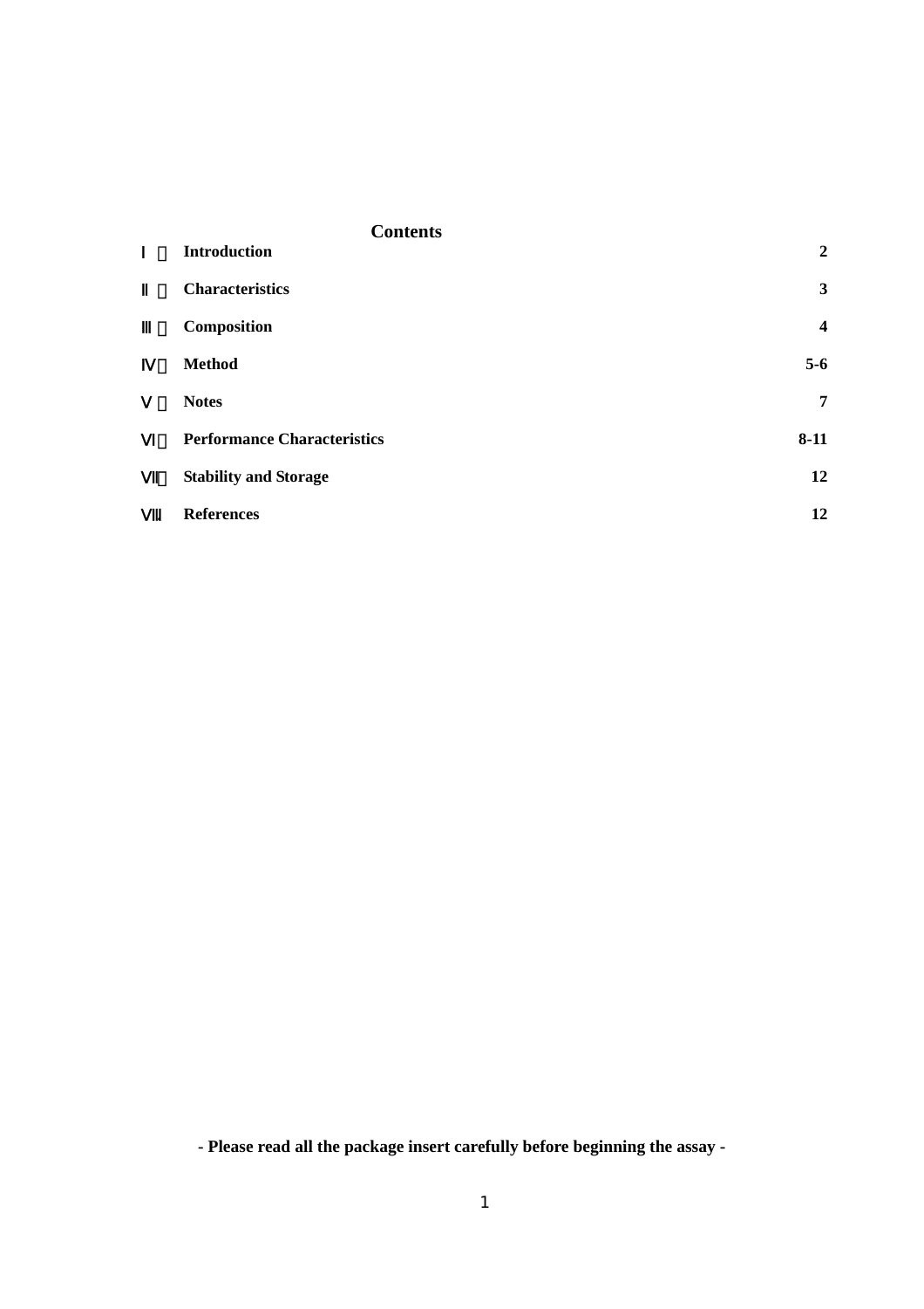## Contents

| | | |
|---|---|---|
| Ⅰ | **Introduction** | **2** |
| Ⅱ | **Characteristics** | **3** |
| Ⅲ | **Composition** | **4** |
| Ⅳ | **Method** | **5-6** |
| Ⅴ | **Notes** | **7** |
| Ⅵ | **Performance Characteristics** | **8-11** |
| Ⅶ | **Stability and Storage** | **12** |
| Ⅷ | **References** | **12** |

**- Please read all the package insert carefully before beginning the assay -**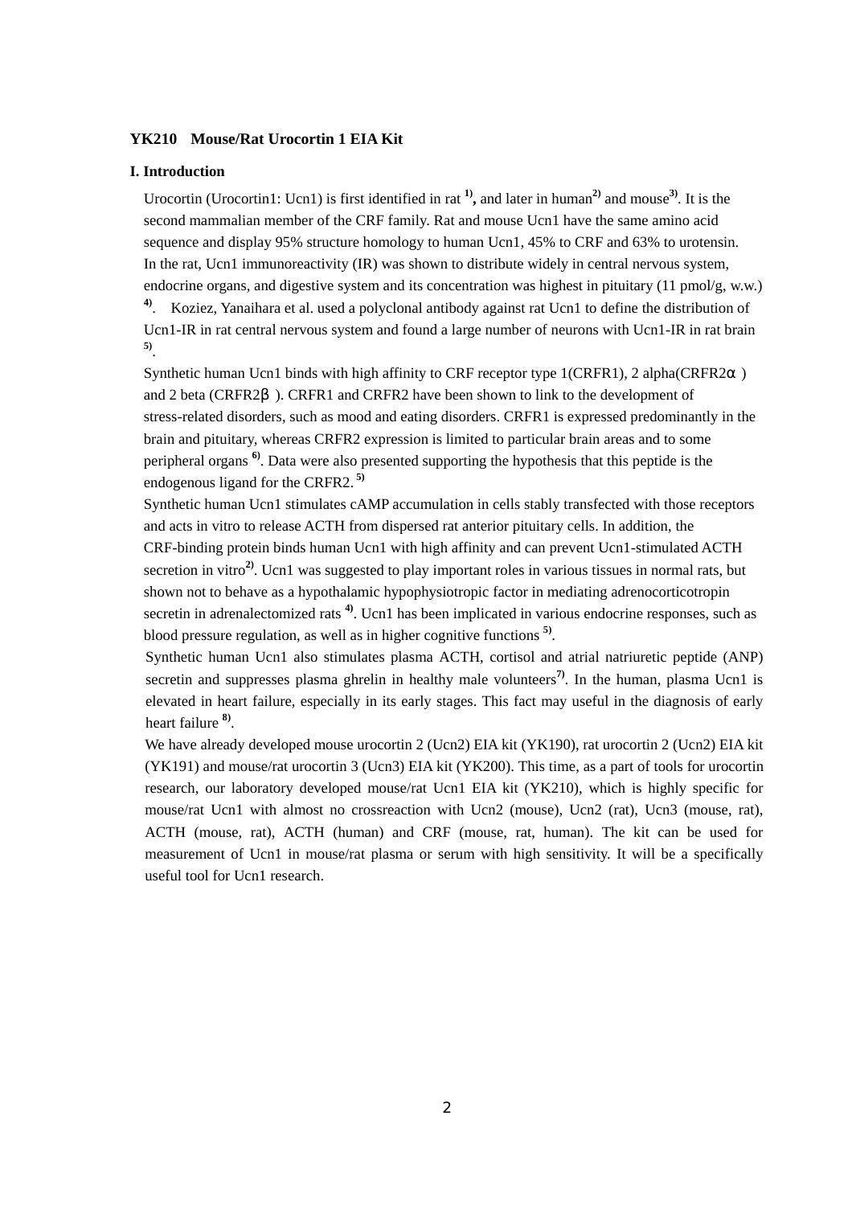### YK210　Mouse/Rat Urocortin 1 EIA Kit

#### I. Introduction

Urocortin (Urocortin1: Ucn1) is first identified in rat [1], and later in human[2] and mouse[3]. It is the second mammalian member of the CRF family. Rat and mouse Ucn1 have the same amino acid sequence and display 95% structure homology to human Ucn1, 45% to CRF and 63% to urotensin. In the rat, Ucn1 immunoreactivity (IR) was shown to distribute widely in central nervous system, endocrine organs, and digestive system and its concentration was highest in pituitary (11 pmol/g, w.w.) [4]. Koziez, Yanaihara et al. used a polyclonal antibody against rat Ucn1 to define the distribution of Ucn1-IR in rat central nervous system and found a large number of neurons with Ucn1-IR in rat brain [5].

Synthetic human Ucn1 binds with high affinity to CRF receptor type 1(CRFR1), 2 alpha(CRFR2α) and 2 beta (CRFR2β). CRFR1 and CRFR2 have been shown to link to the development of stress-related disorders, such as mood and eating disorders. CRFR1 is expressed predominantly in the brain and pituitary, whereas CRFR2 expression is limited to particular brain areas and to some peripheral organs [6]. Data were also presented supporting the hypothesis that this peptide is the endogenous ligand for the CRFR2. [5]

Synthetic human Ucn1 stimulates cAMP accumulation in cells stably transfected with those receptors and acts in vitro to release ACTH from dispersed rat anterior pituitary cells. In addition, the CRF-binding protein binds human Ucn1 with high affinity and can prevent Ucn1-stimulated ACTH secretion in vitro[2]. Ucn1 was suggested to play important roles in various tissues in normal rats, but shown not to behave as a hypothalamic hypophysiotropic factor in mediating adrenocorticotropin secretin in adrenalectomized rats [4]. Ucn1 has been implicated in various endocrine responses, such as blood pressure regulation, as well as in higher cognitive functions [5].

Synthetic human Ucn1 also stimulates plasma ACTH, cortisol and atrial natriuretic peptide (ANP) secretin and suppresses plasma ghrelin in healthy male volunteers[7]. In the human, plasma Ucn1 is elevated in heart failure, especially in its early stages. This fact may useful in the diagnosis of early heart failure [8].

We have already developed mouse urocortin 2 (Ucn2) EIA kit (YK190), rat urocortin 2 (Ucn2) EIA kit (YK191) and mouse/rat urocortin 3 (Ucn3) EIA kit (YK200). This time, as a part of tools for urocortin research, our laboratory developed mouse/rat Ucn1 EIA kit (YK210), which is highly specific for mouse/rat Ucn1 with almost no crossreaction with Ucn2 (mouse), Ucn2 (rat), Ucn3 (mouse, rat), ACTH (mouse, rat), ACTH (human) and CRF (mouse, rat, human). The kit can be used for measurement of Ucn1 in mouse/rat plasma or serum with high sensitivity. It will be a specifically useful tool for Ucn1 research.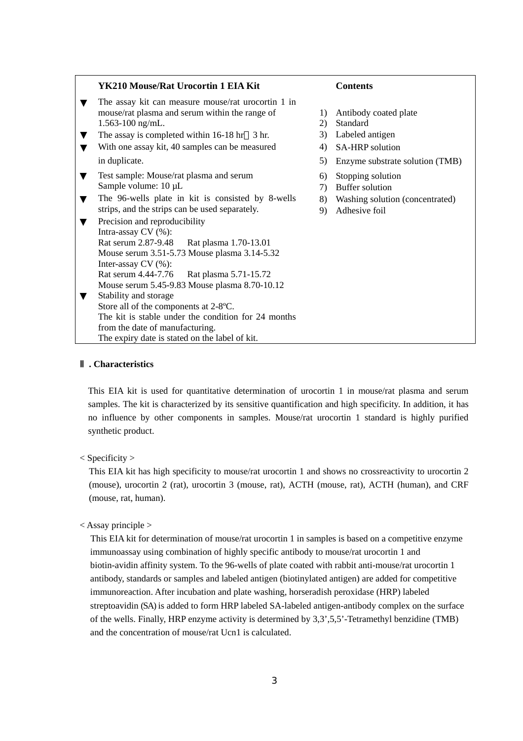**YK210 Mouse/Rat Urocortin 1 EIA Kit**

- The assay kit can measure mouse/rat urocortin 1 in mouse/rat plasma and serum within the range of 1.563-100 ng/mL.
- The assay is completed within 16-18 hr + 3 hr.
- With one assay kit, 40 samples can be measured in duplicate.
- Test sample: Mouse/rat plasma and serum
  Sample volume: 10 µL
- The 96-wells plate in kit is consisted by 8-wells strips, and the strips can be used separately.
- Precision and reproducibility
  Intra-assay CV (%):
  Rat serum 2.87-9.48 Rat plasma 1.70-13.01
  Mouse serum 3.51-5.73 Mouse plasma 3.14-5.32
  Inter-assay CV (%):
  Rat serum 4.44-7.76 Rat plasma 5.71-15.72
  Mouse serum 5.45-9.83 Mouse plasma 8.70-10.12
- Stability and storage
  Store all of the components at 2-8ºC.
  The kit is stable under the condition for 24 months from the date of manufacturing.
  The expiry date is stated on the label of kit.

**Contents**

1) Antibody coated plate
2) Standard
3) Labeled antigen
4) SA-HRP solution
5) Enzyme substrate solution (TMB)
6) Stopping solution
7) Buffer solution
8) Washing solution (concentrated)
9) Adhesive foil

## Ⅱ. Characteristics

This EIA kit is used for quantitative determination of urocortin 1 in mouse/rat plasma and serum samples. The kit is characterized by its sensitive quantification and high specificity. In addition, it has no influence by other components in samples. Mouse/rat urocortin 1 standard is highly purified synthetic product.

< Specificity >

This EIA kit has high specificity to mouse/rat urocortin 1 and shows no crossreactivity to urocortin 2 (mouse), urocortin 2 (rat), urocortin 3 (mouse, rat), ACTH (mouse, rat), ACTH (human), and CRF (mouse, rat, human).

< Assay principle >

This EIA kit for determination of mouse/rat urocortin 1 in samples is based on a competitive enzyme immunoassay using combination of highly specific antibody to mouse/rat urocortin 1 and biotin-avidin affinity system. To the 96-wells of plate coated with rabbit anti-mouse/rat urocortin 1 antibody, standards or samples and labeled antigen (biotinylated antigen) are added for competitive immunoreaction. After incubation and plate washing, horseradish peroxidase (HRP) labeled streptoavidin (SA) is added to form HRP labeled SA-labeled antigen-antibody complex on the surface of the wells. Finally, HRP enzyme activity is determined by 3,3',5,5'-Tetramethyl benzidine (TMB) and the concentration of mouse/rat Ucn1 is calculated.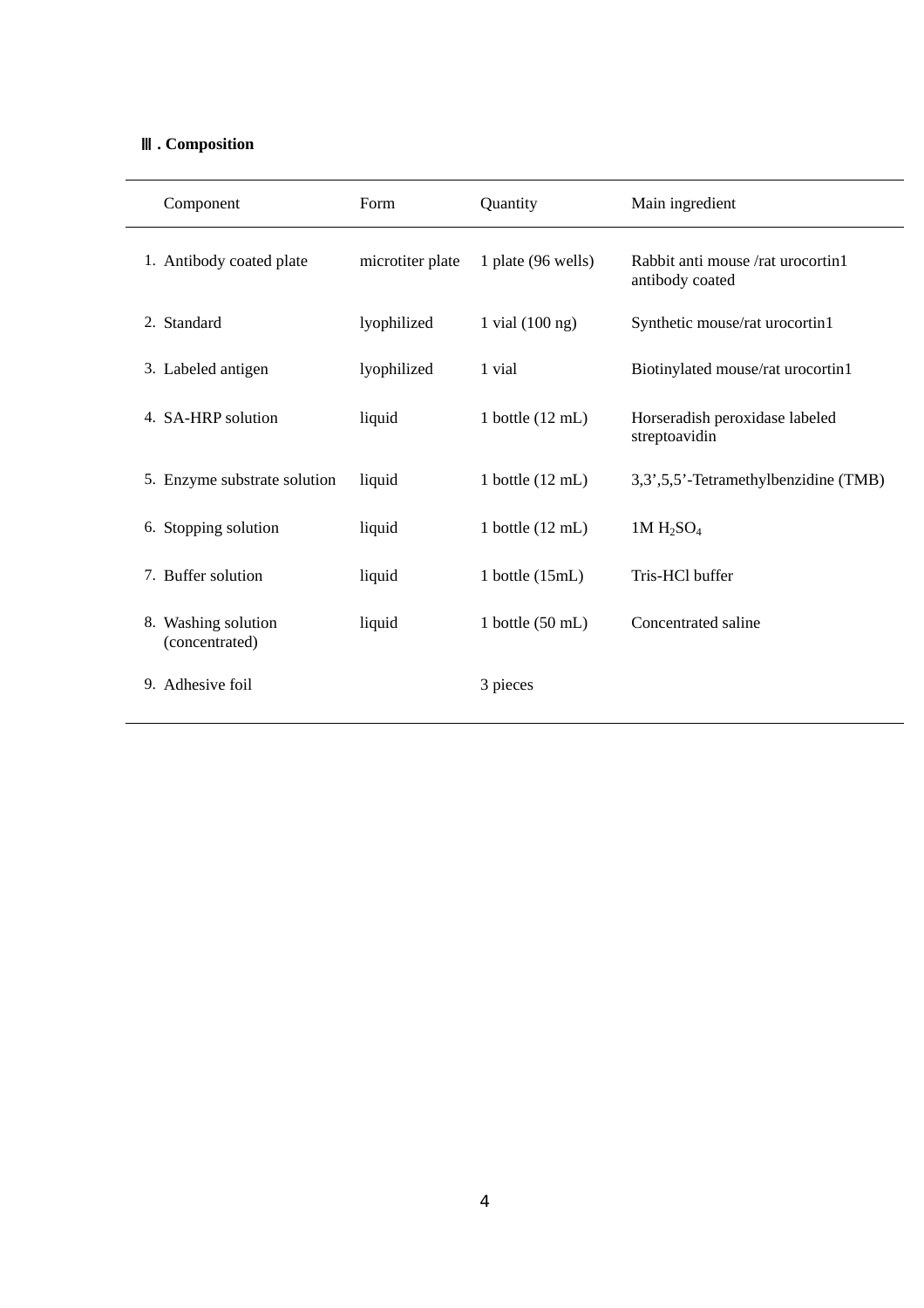## Ⅲ. Composition

| Component | Form | Quantity | Main ingredient |
|---|---|---|---|
| 1. Antibody coated plate | microtiter plate | 1 plate (96 wells) | Rabbit anti mouse /rat urocortin1 antibody coated |
| 2. Standard | lyophilized | 1 vial (100 ng) | Synthetic mouse/rat urocortin1 |
| 3. Labeled antigen | lyophilized | 1 vial | Biotinylated mouse/rat urocortin1 |
| 4. SA-HRP solution | liquid | 1 bottle (12 mL) | Horseradish peroxidase labeled streptoavidin |
| 5. Enzyme substrate solution | liquid | 1 bottle (12 mL) | 3,3’,5,5’-Tetramethylbenzidine (TMB) |
| 6. Stopping solution | liquid | 1 bottle (12 mL) | 1M $H_2SO_4$ |
| 7. Buffer solution | liquid | 1 bottle (15mL) | Tris-HCl buffer |
| 8. Washing solution (concentrated) | liquid | 1 bottle (50 mL) | Concentrated saline |
| 9. Adhesive foil | | 3 pieces | |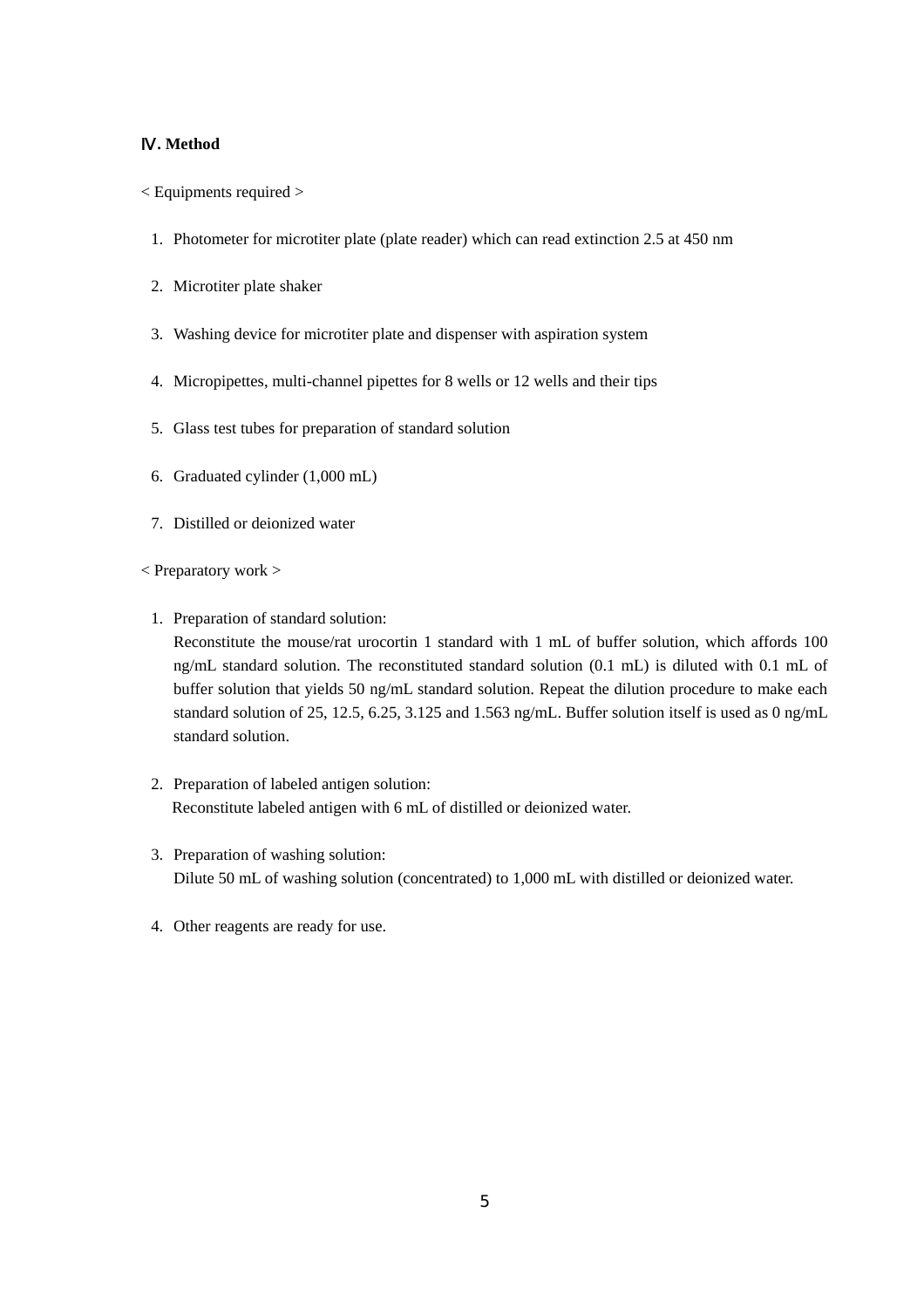## Ⅳ. Method

< Equipments required >

1. Photometer for microtiter plate (plate reader) which can read extinction 2.5 at 450 nm
2. Microtiter plate shaker
3. Washing device for microtiter plate and dispenser with aspiration system
4. Micropipettes, multi-channel pipettes for 8 wells or 12 wells and their tips
5. Glass test tubes for preparation of standard solution
6. Graduated cylinder (1,000 mL)
7. Distilled or deionized water

< Preparatory work >

1. Preparation of standard solution:
   Reconstitute the mouse/rat urocortin 1 standard with 1 mL of buffer solution, which affords 100 ng/mL standard solution. The reconstituted standard solution (0.1 mL) is diluted with 0.1 mL of buffer solution that yields 50 ng/mL standard solution. Repeat the dilution procedure to make each standard solution of 25, 12.5, 6.25, 3.125 and 1.563 ng/mL. Buffer solution itself is used as 0 ng/mL standard solution.

2. Preparation of labeled antigen solution:
   Reconstitute labeled antigen with 6 mL of distilled or deionized water.

3. Preparation of washing solution:
   Dilute 50 mL of washing solution (concentrated) to 1,000 mL with distilled or deionized water.

4. Other reagents are ready for use.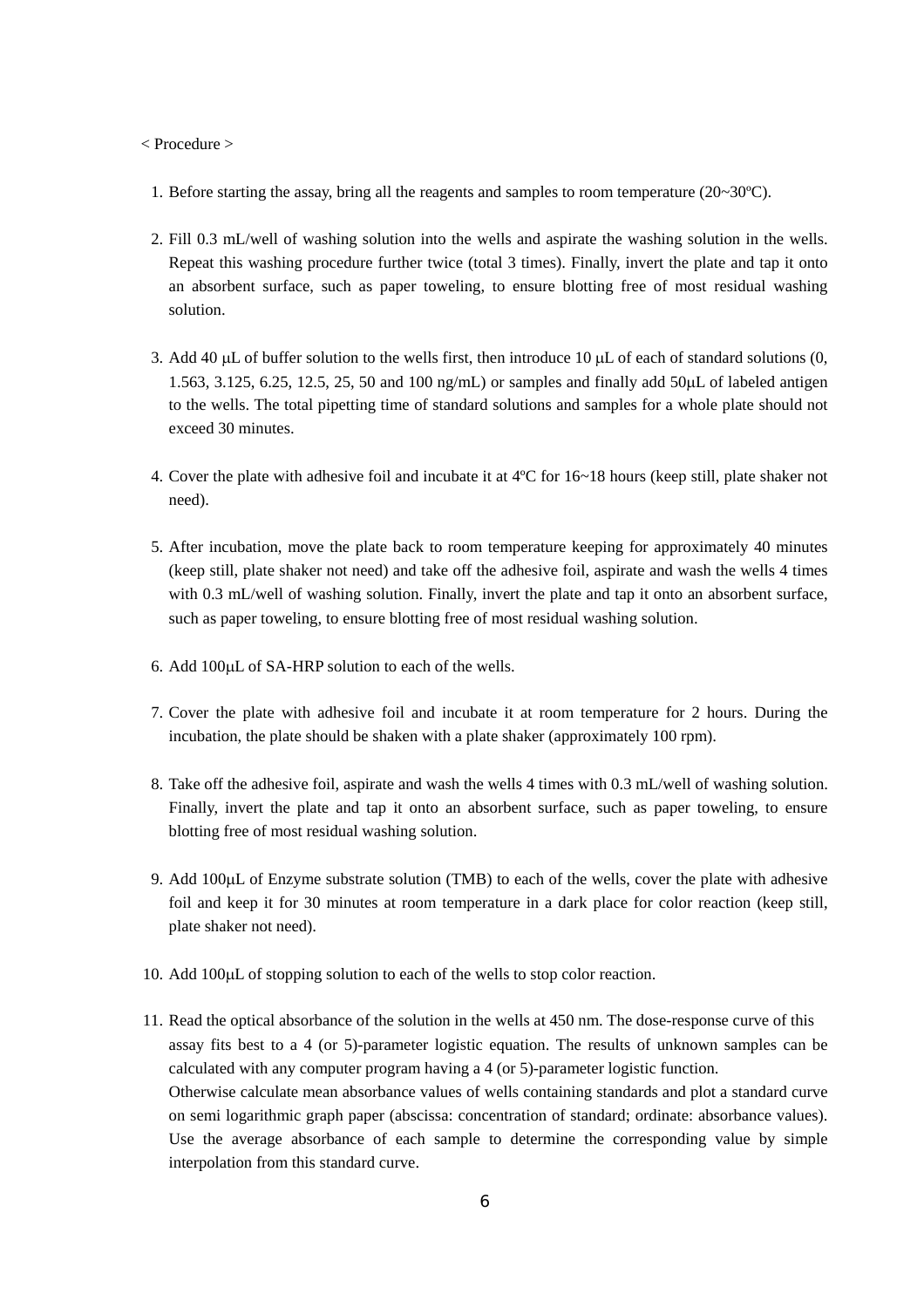< Procedure >

1. Before starting the assay, bring all the reagents and samples to room temperature (20~30ºC).

2. Fill 0.3 mL/well of washing solution into the wells and aspirate the washing solution in the wells. Repeat this washing procedure further twice (total 3 times). Finally, invert the plate and tap it onto an absorbent surface, such as paper toweling, to ensure blotting free of most residual washing solution.

3. Add 40 μL of buffer solution to the wells first, then introduce 10 μL of each of standard solutions (0, 1.563, 3.125, 6.25, 12.5, 25, 50 and 100 ng/mL) or samples and finally add 50μL of labeled antigen to the wells. The total pipetting time of standard solutions and samples for a whole plate should not exceed 30 minutes.

4. Cover the plate with adhesive foil and incubate it at 4ºC for 16~18 hours (keep still, plate shaker not need).

5. After incubation, move the plate back to room temperature keeping for approximately 40 minutes (keep still, plate shaker not need) and take off the adhesive foil, aspirate and wash the wells 4 times with 0.3 mL/well of washing solution. Finally, invert the plate and tap it onto an absorbent surface, such as paper toweling, to ensure blotting free of most residual washing solution.

6. Add 100μL of SA-HRP solution to each of the wells.

7. Cover the plate with adhesive foil and incubate it at room temperature for 2 hours. During the incubation, the plate should be shaken with a plate shaker (approximately 100 rpm).

8. Take off the adhesive foil, aspirate and wash the wells 4 times with 0.3 mL/well of washing solution. Finally, invert the plate and tap it onto an absorbent surface, such as paper toweling, to ensure blotting free of most residual washing solution.

9. Add 100μL of Enzyme substrate solution (TMB) to each of the wells, cover the plate with adhesive foil and keep it for 30 minutes at room temperature in a dark place for color reaction (keep still, plate shaker not need).

10. Add 100μL of stopping solution to each of the wells to stop color reaction.

11. Read the optical absorbance of the solution in the wells at 450 nm. The dose-response curve of this assay fits best to a 4 (or 5)-parameter logistic equation. The results of unknown samples can be calculated with any computer program having a 4 (or 5)-parameter logistic function.
    Otherwise calculate mean absorbance values of wells containing standards and plot a standard curve on semi logarithmic graph paper (abscissa: concentration of standard; ordinate: absorbance values). Use the average absorbance of each sample to determine the corresponding value by simple interpolation from this standard curve.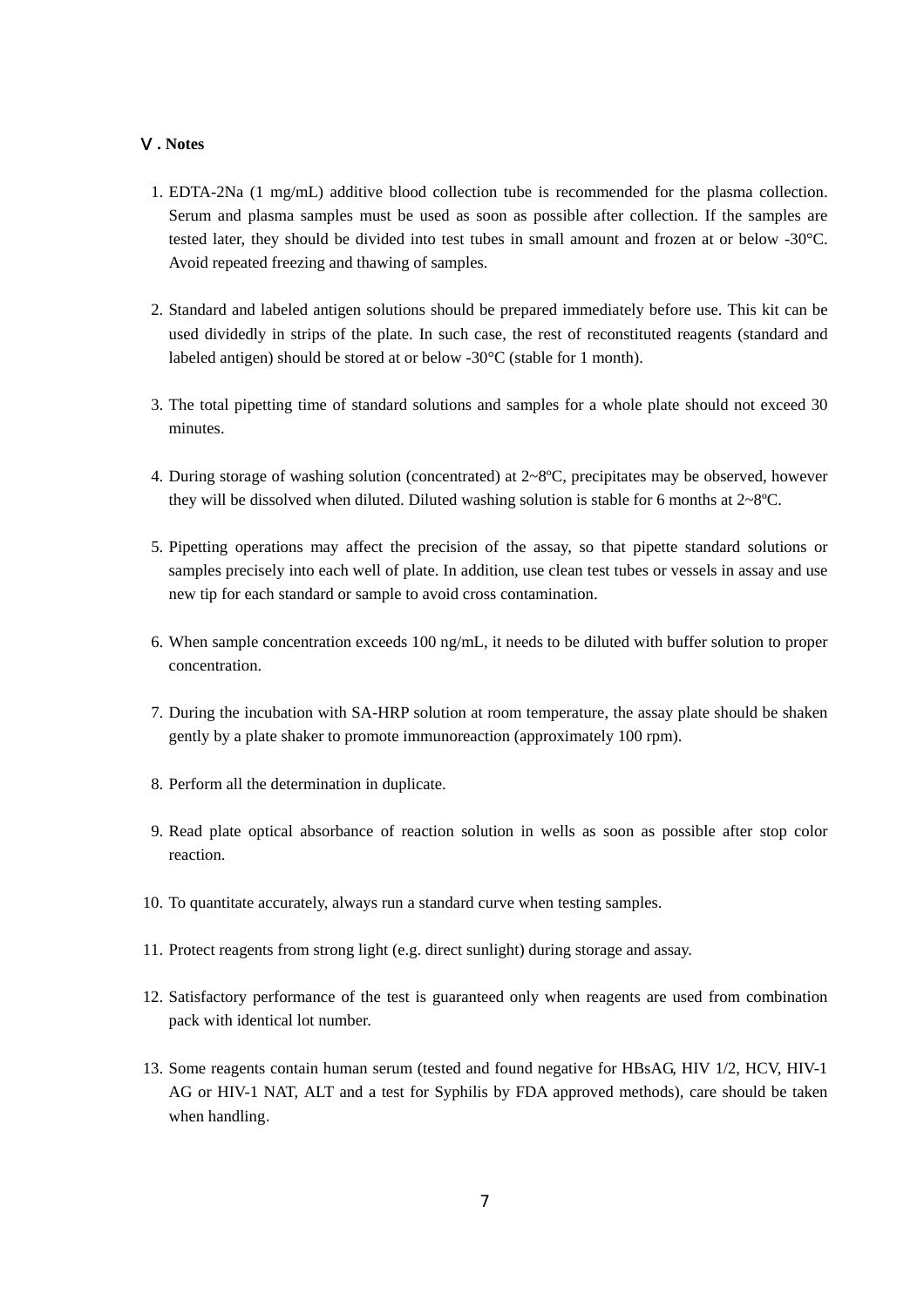## Ⅴ. Notes

1. EDTA-2Na (1 mg/mL) additive blood collection tube is recommended for the plasma collection. Serum and plasma samples must be used as soon as possible after collection. If the samples are tested later, they should be divided into test tubes in small amount and frozen at or below -30°C. Avoid repeated freezing and thawing of samples.

2. Standard and labeled antigen solutions should be prepared immediately before use. This kit can be used dividedly in strips of the plate. In such case, the rest of reconstituted reagents (standard and labeled antigen) should be stored at or below -30°C (stable for 1 month).

3. The total pipetting time of standard solutions and samples for a whole plate should not exceed 30 minutes.

4. During storage of washing solution (concentrated) at 2~8ºC, precipitates may be observed, however they will be dissolved when diluted. Diluted washing solution is stable for 6 months at 2~8ºC.

5. Pipetting operations may affect the precision of the assay, so that pipette standard solutions or samples precisely into each well of plate. In addition, use clean test tubes or vessels in assay and use new tip for each standard or sample to avoid cross contamination.

6. When sample concentration exceeds 100 ng/mL, it needs to be diluted with buffer solution to proper concentration.

7. During the incubation with SA-HRP solution at room temperature, the assay plate should be shaken gently by a plate shaker to promote immunoreaction (approximately 100 rpm).

8. Perform all the determination in duplicate.

9. Read plate optical absorbance of reaction solution in wells as soon as possible after stop color reaction.

10. To quantitate accurately, always run a standard curve when testing samples.

11. Protect reagents from strong light (e.g. direct sunlight) during storage and assay.

12. Satisfactory performance of the test is guaranteed only when reagents are used from combination pack with identical lot number.

13. Some reagents contain human serum (tested and found negative for HBsAG, HIV 1/2, HCV, HIV-1 AG or HIV-1 NAT, ALT and a test for Syphilis by FDA approved methods), care should be taken when handling.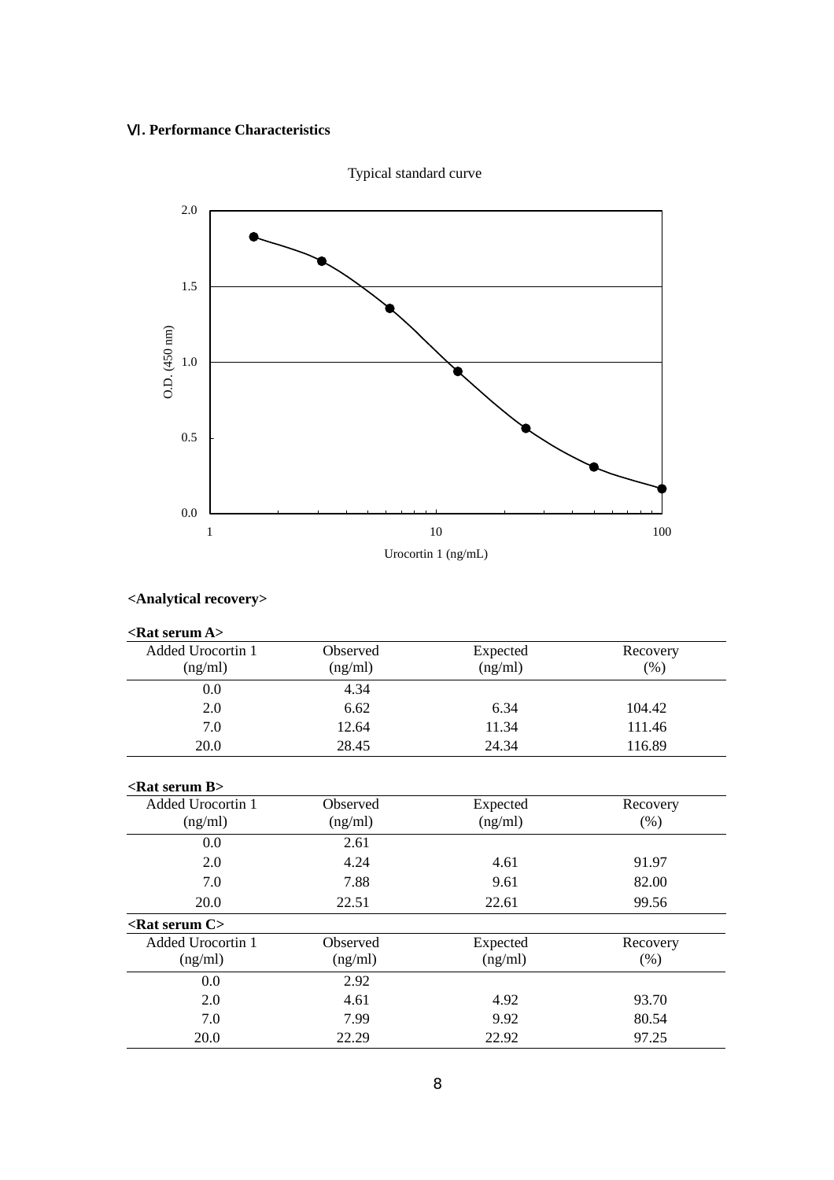## Ⅵ. Performance Characteristics

Typical standard curve

### <Analytical recovery>

**<Rat serum A>**

| Added Urocortin 1 (ng/ml) | Observed (ng/ml) | Expected (ng/ml) | Recovery (%) |
|---|---|---|---|
| 0.0 | 4.34 | | |
| 2.0 | 6.62 | 6.34 | 104.42 |
| 7.0 | 12.64 | 11.34 | 111.46 |
| 20.0 | 28.45 | 24.34 | 116.89 |

**<Rat serum B>**

| Added Urocortin 1 (ng/ml) | Observed (ng/ml) | Expected (ng/ml) | Recovery (%) |
|---|---|---|---|
| 0.0 | 2.61 | | |
| 2.0 | 4.24 | 4.61 | 91.97 |
| 7.0 | 7.88 | 9.61 | 82.00 |
| 20.0 | 22.51 | 22.61 | 99.56 |

**<Rat serum C>**

| Added Urocortin 1 (ng/ml) | Observed (ng/ml) | Expected (ng/ml) | Recovery (%) |
|---|---|---|---|
| 0.0 | 2.92 | | |
| 2.0 | 4.61 | 4.92 | 93.70 |
| 7.0 | 7.99 | 9.92 | 80.54 |
| 20.0 | 22.29 | 22.92 | 97.25 |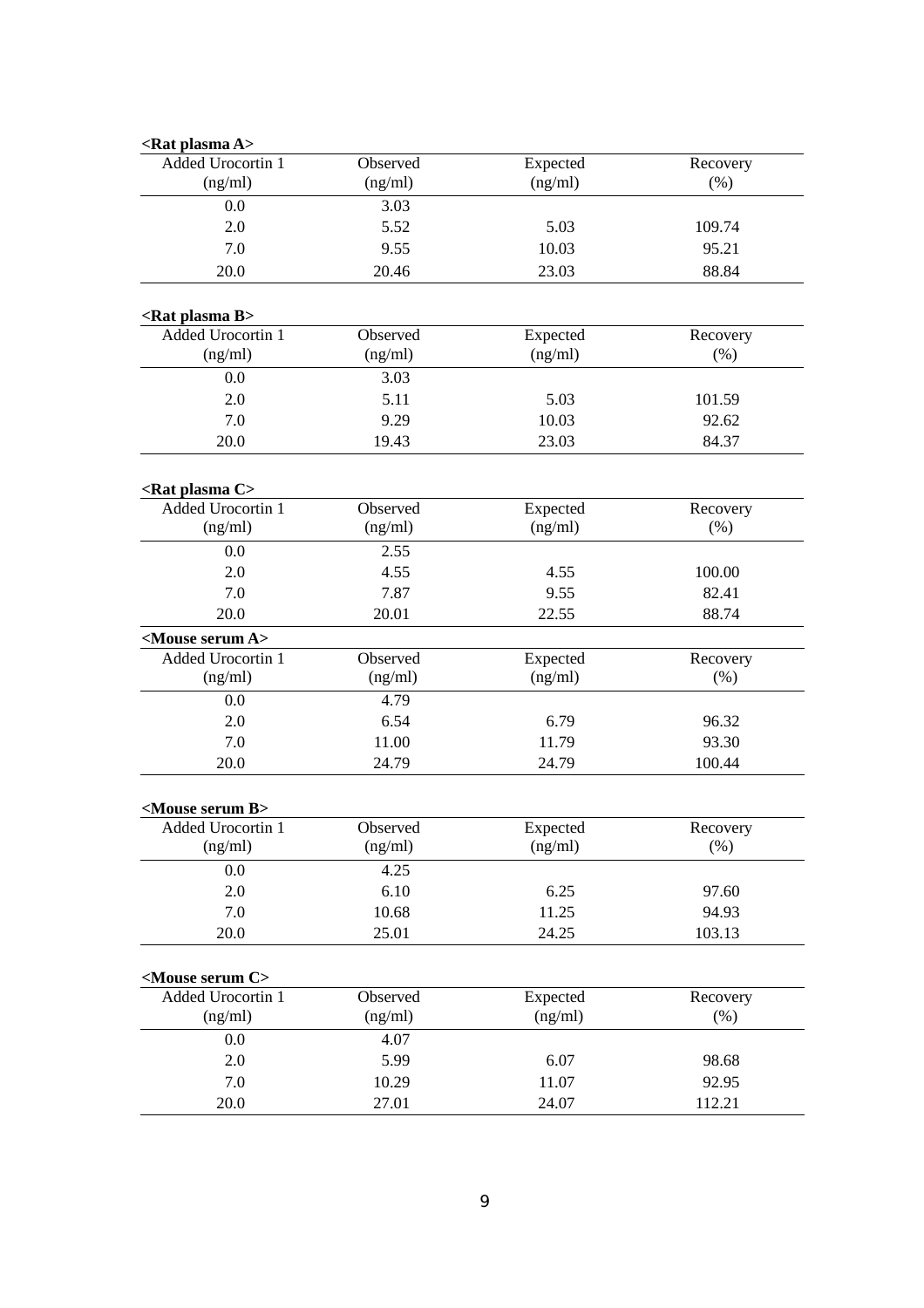**<Rat plasma A>**

| Added Urocortin 1 (ng/ml) | Observed (ng/ml) | Expected (ng/ml) | Recovery (%) |
|---|---|---|---|
| 0.0 | 3.03 | | |
| 2.0 | 5.52 | 5.03 | 109.74 |
| 7.0 | 9.55 | 10.03 | 95.21 |
| 20.0 | 20.46 | 23.03 | 88.84 |

**<Rat plasma B>**

| Added Urocortin 1 (ng/ml) | Observed (ng/ml) | Expected (ng/ml) | Recovery (%) |
|---|---|---|---|
| 0.0 | 3.03 | | |
| 2.0 | 5.11 | 5.03 | 101.59 |
| 7.0 | 9.29 | 10.03 | 92.62 |
| 20.0 | 19.43 | 23.03 | 84.37 |

**<Rat plasma C>**

| Added Urocortin 1 (ng/ml) | Observed (ng/ml) | Expected (ng/ml) | Recovery (%) |
|---|---|---|---|
| 0.0 | 2.55 | | |
| 2.0 | 4.55 | 4.55 | 100.00 |
| 7.0 | 7.87 | 9.55 | 82.41 |
| 20.0 | 20.01 | 22.55 | 88.74 |

**<Mouse serum A>**

| Added Urocortin 1 (ng/ml) | Observed (ng/ml) | Expected (ng/ml) | Recovery (%) |
|---|---|---|---|
| 0.0 | 4.79 | | |
| 2.0 | 6.54 | 6.79 | 96.32 |
| 7.0 | 11.00 | 11.79 | 93.30 |
| 20.0 | 24.79 | 24.79 | 100.44 |

**<Mouse serum B>**

| Added Urocortin 1 (ng/ml) | Observed (ng/ml) | Expected (ng/ml) | Recovery (%) |
|---|---|---|---|
| 0.0 | 4.25 | | |
| 2.0 | 6.10 | 6.25 | 97.60 |
| 7.0 | 10.68 | 11.25 | 94.93 |
| 20.0 | 25.01 | 24.25 | 103.13 |

**<Mouse serum C>**

| Added Urocortin 1 (ng/ml) | Observed (ng/ml) | Expected (ng/ml) | Recovery (%) |
|---|---|---|---|
| 0.0 | 4.07 | | |
| 2.0 | 5.99 | 6.07 | 98.68 |
| 7.0 | 10.29 | 11.07 | 92.95 |
| 20.0 | 27.01 | 24.07 | 112.21 |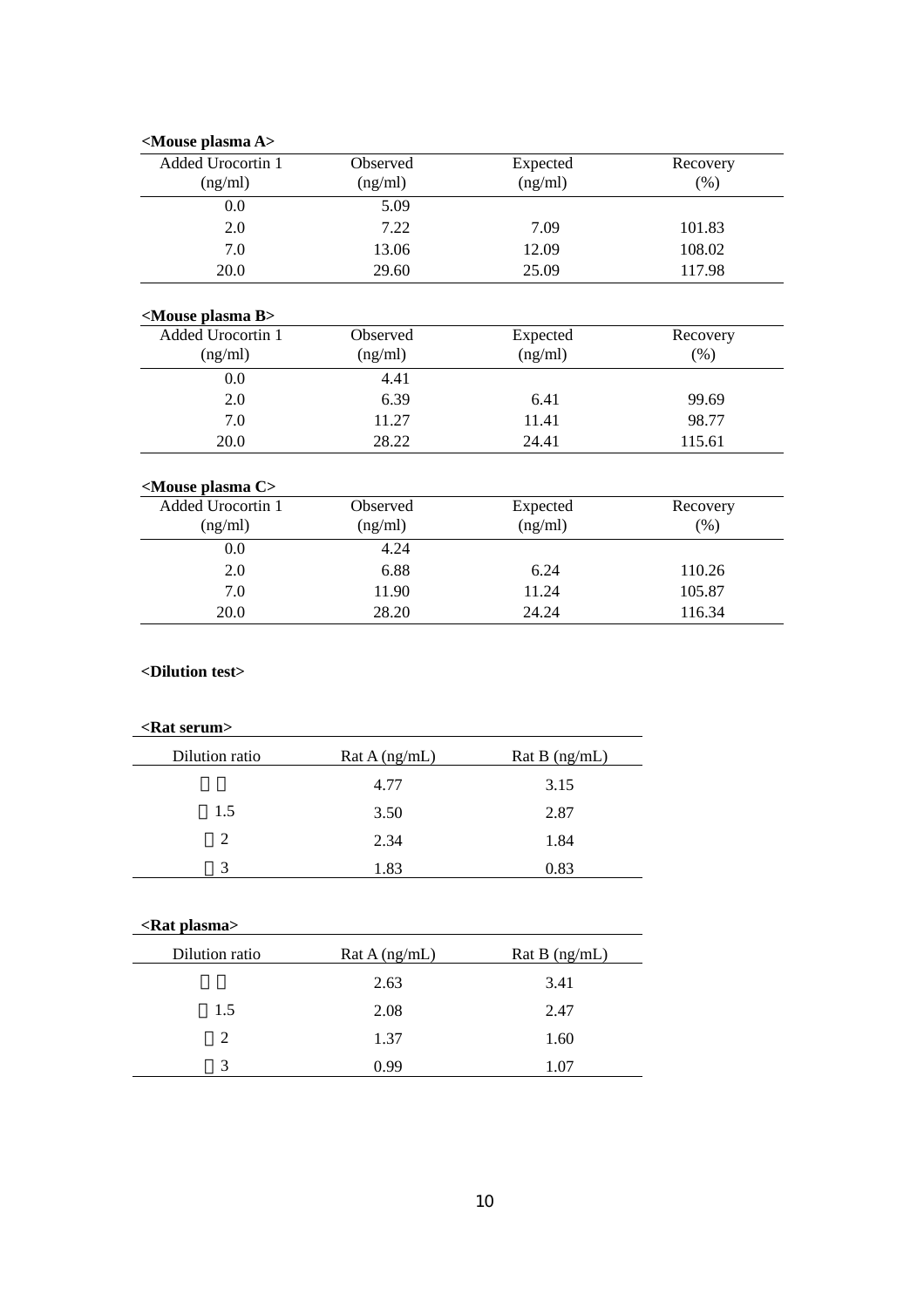**<Mouse plasma A>**

| Added Urocortin 1 (ng/ml) | Observed (ng/ml) | Expected (ng/ml) | Recovery (%) |
|---|---|---|---|
| 0.0 | 5.09 | | |
| 2.0 | 7.22 | 7.09 | 101.83 |
| 7.0 | 13.06 | 12.09 | 108.02 |
| 20.0 | 29.60 | 25.09 | 117.98 |

**<Mouse plasma B>**

| Added Urocortin 1 (ng/ml) | Observed (ng/ml) | Expected (ng/ml) | Recovery (%) |
|---|---|---|---|
| 0.0 | 4.41 | | |
| 2.0 | 6.39 | 6.41 | 99.69 |
| 7.0 | 11.27 | 11.41 | 98.77 |
| 20.0 | 28.22 | 24.41 | 115.61 |

**<Mouse plasma C>**

| Added Urocortin 1 (ng/ml) | Observed (ng/ml) | Expected (ng/ml) | Recovery (%) |
|---|---|---|---|
| 0.0 | 4.24 | | |
| 2.0 | 6.88 | 6.24 | 110.26 |
| 7.0 | 11.90 | 11.24 | 105.87 |
| 20.0 | 28.20 | 24.24 | 116.34 |

**<Dilution test>**

**<Rat serum>**

| Dilution ratio | Rat A (ng/mL) | Rat B (ng/mL) |
|---|---|---|
| | 4.77 | 3.15 |
| 1.5 | 3.50 | 2.87 |
| 2 | 2.34 | 1.84 |
| 3 | 1.83 | 0.83 |

**<Rat plasma>**

| Dilution ratio | Rat A (ng/mL) | Rat B (ng/mL) |
|---|---|---|
| | 2.63 | 3.41 |
| 1.5 | 2.08 | 2.47 |
| 2 | 1.37 | 1.60 |
| 3 | 0.99 | 1.07 |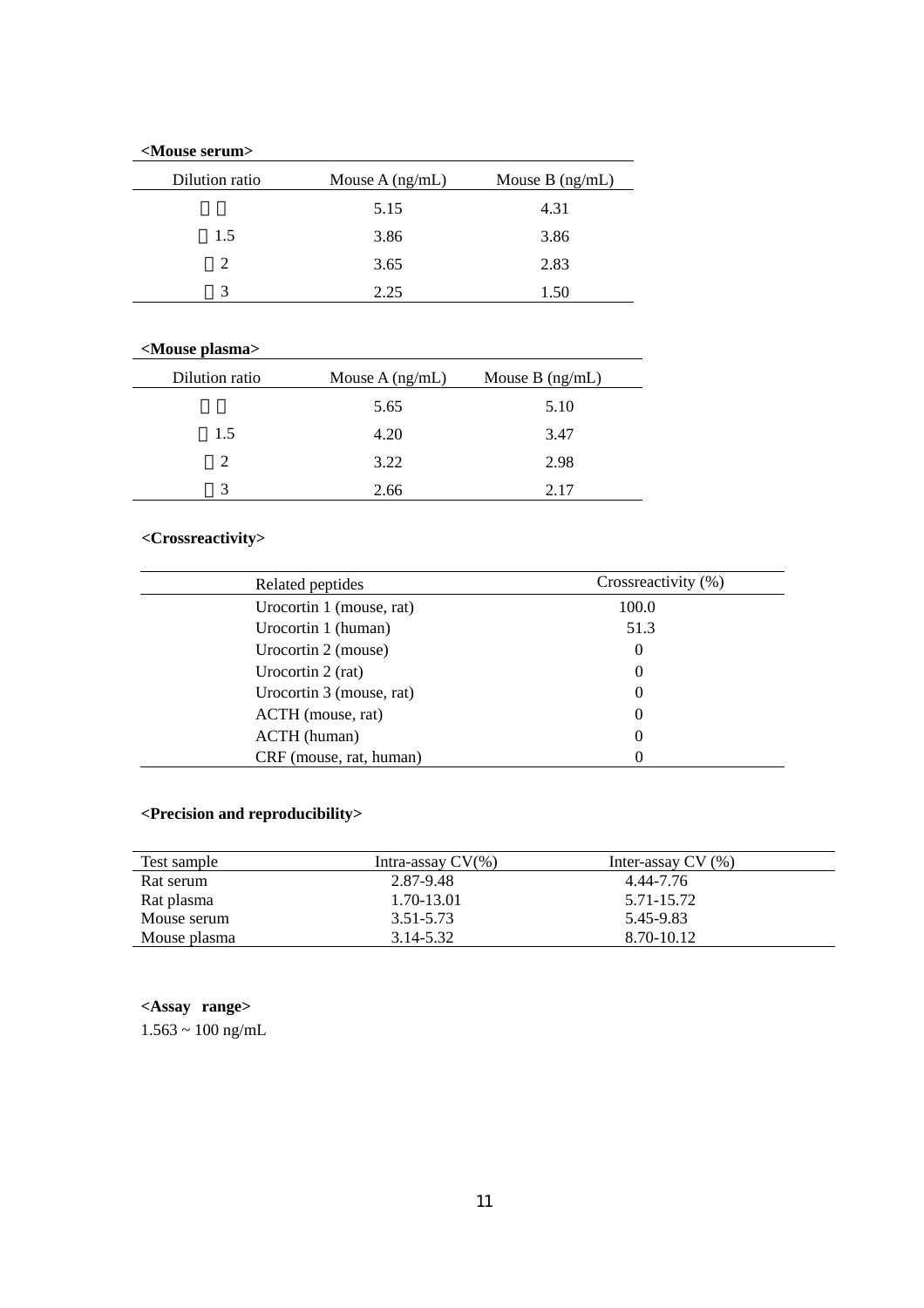**<Mouse serum>**

| Dilution ratio | Mouse A (ng/mL) | Mouse B (ng/mL) |
|---|---|---|
| | 5.15 | 4.31 |
| 1.5 | 3.86 | 3.86 |
| 2 | 3.65 | 2.83 |
| 3 | 2.25 | 1.50 |

**<Mouse plasma>**

| Dilution ratio | Mouse A (ng/mL) | Mouse B (ng/mL) |
|---|---|---|
| | 5.65 | 5.10 |
| 1.5 | 4.20 | 3.47 |
| 2 | 3.22 | 2.98 |
| 3 | 2.66 | 2.17 |

**<Crossreactivity>**

| Related peptides | Crossreactivity (%) |
|---|---|
| Urocortin 1 (mouse, rat) | 100.0 |
| Urocortin 1 (human) | 51.3 |
| Urocortin 2 (mouse) | 0 |
| Urocortin 2 (rat) | 0 |
| Urocortin 3 (mouse, rat) | 0 |
| ACTH (mouse, rat) | 0 |
| ACTH (human) | 0 |
| CRF (mouse, rat, human) | 0 |

**<Precision and reproducibility>**

| Test sample | Intra-assay CV(%) | Inter-assay CV (%) |
|---|---|---|
| Rat serum | 2.87-9.48 | 4.44-7.76 |
| Rat plasma | 1.70-13.01 | 5.71-15.72 |
| Mouse serum | 3.51-5.73 | 5.45-9.83 |
| Mouse plasma | 3.14-5.32 | 8.70-10.12 |

**<Assay range>**

1.563 ~ 100 ng/mL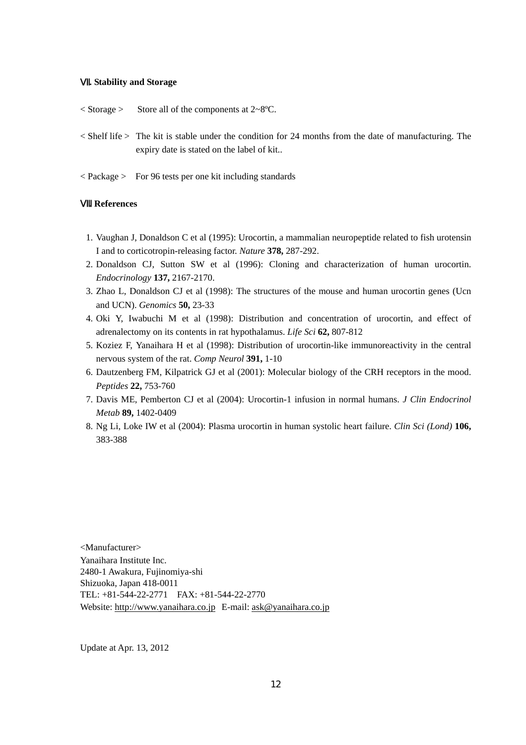## Ⅶ. Stability and Storage

< Storage > Store all of the components at 2~8ºC.

< Shelf life > The kit is stable under the condition for 24 months from the date of manufacturing. The expiry date is stated on the label of kit..

< Package > For 96 tests per one kit including standards

## Ⅷ References

1. Vaughan J, Donaldson C et al (1995): Urocortin, a mammalian neuropeptide related to fish urotensin I and to corticotropin-releasing factor. *Nature* **378,** 287-292.
2. Donaldson CJ, Sutton SW et al (1996): Cloning and characterization of human urocortin. *Endocrinology* **137,** 2167-2170.
3. Zhao L, Donaldson CJ et al (1998): The structures of the mouse and human urocortin genes (Ucn and UCN). *Genomics* **50,** 23-33
4. Oki Y, Iwabuchi M et al (1998): Distribution and concentration of urocortin, and effect of adrenalectomy on its contents in rat hypothalamus. *Life Sci* **62,** 807-812
5. Koziez F, Yanaihara H et al (1998): Distribution of urocortin-like immunoreactivity in the central nervous system of the rat. *Comp Neurol* **391,** 1-10
6. Dautzenberg FM, Kilpatrick GJ et al (2001): Molecular biology of the CRH receptors in the mood. *Peptides* **22,** 753-760
7. Davis ME, Pemberton CJ et al (2004): Urocortin-1 infusion in normal humans. *J Clin Endocrinol Metab* **89,** 1402-0409
8. Ng Li, Loke IW et al (2004): Plasma urocortin in human systolic heart failure. *Clin Sci (Lond)* **106,** 383-388

<Manufacturer>
Yanaihara Institute Inc.
2480-1 Awakura, Fujinomiya-shi
Shizuoka, Japan 418-0011
TEL: +81-544-22-2771 FAX: +81-544-22-2770
Website: http://www.yanaihara.co.jp E-mail: ask@yanaihara.co.jp

Update at Apr. 13, 2012